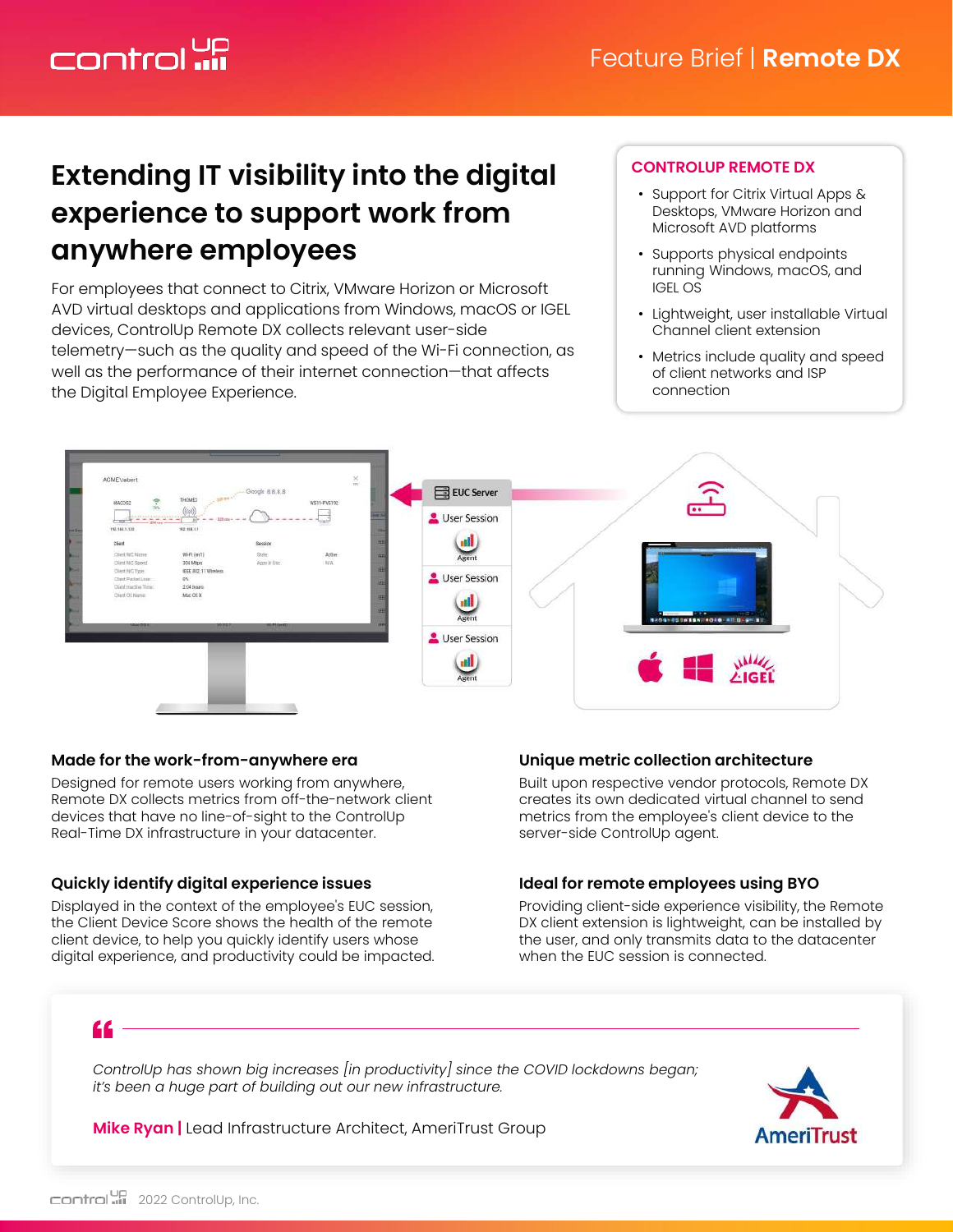Feature Brief | **Remote DX**

# Extending IT visibility into the digital experience to support work from anywhere employees

For employees that connect to Citrix, VMware Horizon or Microsoft AVD virtual desktops and applications from Windows, macOS or IGEL devices, ControlUp Remote DX collects relevant user-side telemetry—such as the quality and speed of the Wi-Fi connection, as well as the performance of their internet connection—that affects the Digital Employee Experience.

## CONTROLUP REMOTE DX

- Support for Citrix Virtual Apps & Desktops, VMware Horizon and Microsoft AVD platforms
- Supports physical endpoints running Windows, macOS, and IGEL OS
- Lightweight, user installable Virtual Channel client extension
- Metrics include quality and speed of client networks and ISP connection

### Made for the work-from-anywhere era

Designed for remote users working from anywhere, Remote DX collects metrics from off-the-network client devices that have no line-of-sight to the ControlUp Real-Time DX infrastructure in your datacenter.

### Quickly identify digital experience issues

Displayed in the context of the employee's EUC session, the Client Device Score shows the health of the remote client device, to help you quickly identify users whose digital experience, and productivity could be impacted.

### Unique metric collection architecture

Built upon respective vendor protocols, Remote DX creates its own dedicated virtual channel to send metrics from the employee's client device to the server-side ControlUp agent.

### Ideal for remote employees using BYO

Providing client-side experience visibility, the Remote DX client extension is lightweight, can be installed by the user, and only transmits data to the datacenter when the EUC session is connected.

> *ControlUp has shown big increases [in productivity] since the COVID lockdowns began; it's been a huge part of building out our new infrastructure.*
>
> **Mike Ryan** | Lead Infrastructure Architect, AmeriTrust Group

2022 ControlUp, Inc.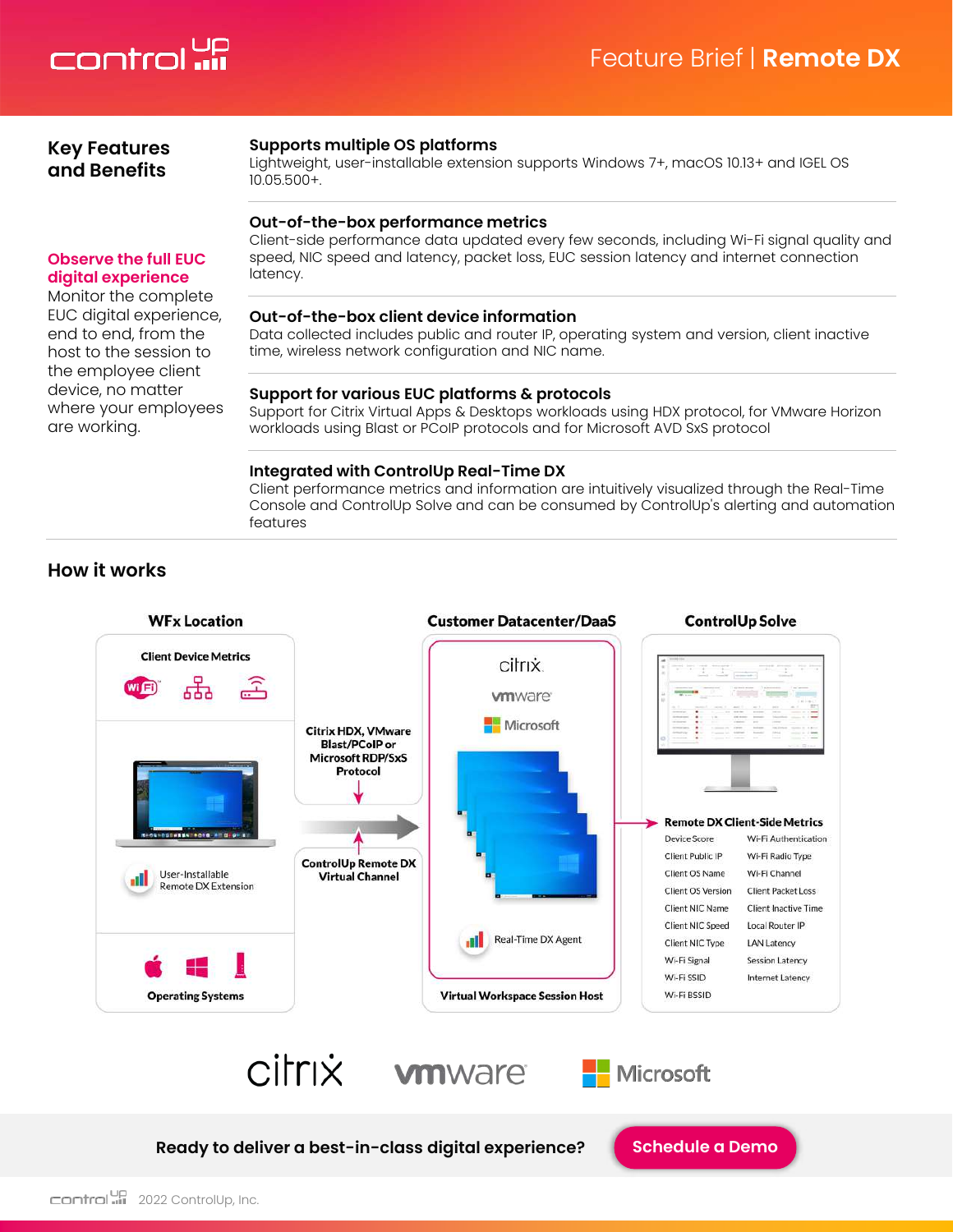# Feature Brief | **Remote DX**

## Key Features and Benefits

**Observe the full EUC digital experience**
Monitor the complete EUC digital experience, end to end, from the host to the session to the employee client device, no matter where your employees are working.

### Supports multiple OS platforms
Lightweight, user-installable extension supports Windows 7+, macOS 10.13+ and IGEL OS 10.05.500+.

### Out-of-the-box performance metrics
Client-side performance data updated every few seconds, including Wi-Fi signal quality and speed, NIC speed and latency, packet loss, EUC session latency and internet connection latency.

### Out-of-the-box client device information
Data collected includes public and router IP, operating system and version, client inactive time, wireless network configuration and NIC name.

### Support for various EUC platforms & protocols
Support for Citrix Virtual Apps & Desktops workloads using HDX protocol, for VMware Horizon workloads using Blast or PCoIP protocols and for Microsoft AVD SxS protocol

### Integrated with ControlUp Real-Time DX
Client performance metrics and information are intuitively visualized through the Real-Time Console and ControlUp Solve and can be consumed by ControlUp's alerting and automation features

## How it works

**WFx Location**

Client Device Metrics

User-Installable Remote DX Extension

Operating Systems

Citrix HDX, VMware Blast/PCoIP or Microsoft RDP/SxS Protocol

ControlUp Remote DX Virtual Channel

**Customer Datacenter/DaaS**

citrix

vmware

Microsoft

Real-Time DX Agent

Virtual Workspace Session Host

**ControlUp Solve**

Remote DX Client-Side Metrics

Device Score
Client Public IP
Client OS Name
Client OS Version
Client NIC Name
Client NIC Speed
Client NIC Type
Wi-Fi Signal
Wi-Fi SSID
Wi-Fi BSSID
Wi-Fi Authentication
Wi-Fi Radio Type
Wi-Fi Channel
Client Packet Loss
Client Inactive Time
Local Router IP
LAN Latency
Session Latency
Internet Latency

citrix vmware Microsoft

Ready to deliver a best-in-class digital experience? **Schedule a Demo**

2022 ControlUp, Inc.